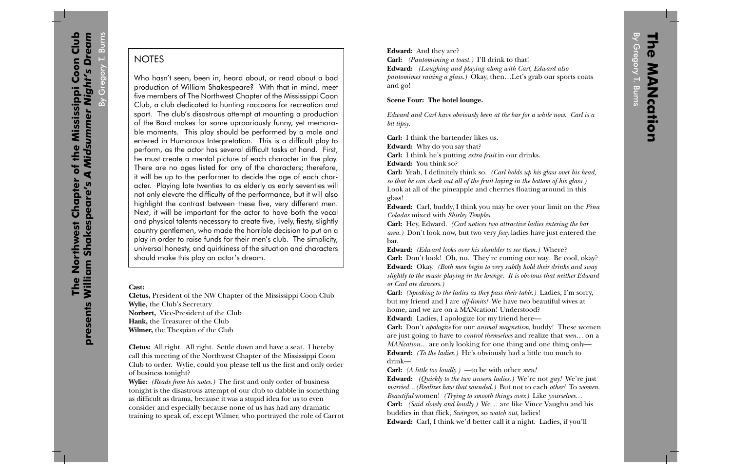# The Northwest Chapter of the Mississippi Coon Club presents William Shakespeare's *A Midsummer Night's Dream*

By Gregory T. Burns

## NOTES

Who hasn't seen, been in, heard about, or read about a bad production of William Shakespeare? With that in mind, meet five members of The Northwest Chapter of the Mississippi Coon Club, a club dedicated to hunting raccoons for recreation and sport. The club's disastrous attempt at mounting a production of the Bard makes for some uproariously funny, yet memorable moments. This play should be performed by a male and entered in Humorous Interpretation. This is a difficult play to perform, as the actor has several difficult tasks at hand. First, he must create a mental picture of each character in the play. There are no ages listed for any of the characters; therefore, it will be up to the performer to decide the age of each character. Playing late twenties to as elderly as early seventies will not only elevate the difficulty of the performance, but it will also highlight the contrast between these five, very different men. Next, it will be important for the actor to have both the vocal and physical talents necessary to create five, lively, fiesty, slightly country gentlemen, who made the horrible decision to put on a play in order to raise funds for their men's club. The simplicity, universal honesty, and quirkiness of the situation and characters should make this play an actor's dream.

**Cast:**

**Cletus,** President of the NW Chapter of the Mississippi Coon Club
**Wylie,** the Club's Secretary
**Norbert,** Vice-President of the Club
**Hank,** the Treasurer of the Club
**Wilmer,** the Thespian of the Club

**Cletus:** All right. All right. Settle down and have a seat. I hereby call this meeting of the Northwest Chapter of the Mississippi Coon Club to order. Wylie, could you please tell us the first and only order of business tonight?

**Wylie:** *(Reads from his notes.)* The first and only order of business tonight is the disastrous attempt of our club to dabble in something as difficult as drama, because it was a stupid idea for us to even consider and especially because none of us has had any dramatic training to speak of, except Wilmer, who portrayed the role of Carrot

**Edward:** And they are?

**Carl:** *(Pantomiming a toast.)* I'll drink to that!

**Edward:** *(Laughing and playing along with Carl, Edward also pantomimes raising a glass.)* Okay, then…Let's grab our sports coats and go!

**Scene Four: The hotel lounge.**

*Edward and Carl have obviously been at the bar for a while now. Carl is a bit tipsy.*

**Carl:** I think the bartender likes us.

**Edward:** Why do you say that?

**Carl:** I think he's putting *extra fruit* in our drinks.

**Edward:** You think so?

**Carl:** Yeah, I definitely think so. *(Carl holds up his glass over his head, so that he can check out all of the fruit laying in the bottom of his glass.)* Look at all of the pineapple and cherries floating around in this glass!

**Edward:** Carl, buddy, I think you may be over your limit on the *Pina Coladas* mixed with *Shirley Temples.*

**Carl:** Hey, Edward. *(Carl notices two attractive ladies entering the bar area.)* Don't look now, but two very *foxy* ladies have just entered the bar.

**Edward:** *(Edward looks over his shoulder to see them.)* Where?

**Carl:** Don't look! Oh, no. They're coming our way. Be cool, okay?

**Edward:** Okay. *(Both men begin to very subtly hold their drinks and sway slightly to the music playing in the lounge. It is obvious that neither Edward or Carl are dancers.)*

**Carl:** *(Speaking to the ladies as they pass their table.)* Ladies, I'm sorry, but my friend and I are *off-limits!* We have two beautiful wives at home, and we are on a MANcation! Understood?

**Edward:** Ladies, I apologize for my friend here—

**Carl:** Don't *apologize* for our *animal magnetism,* buddy! These women are just going to have to *control themselves* and realize that *men…* on a *MANcation…* are only looking for one thing and one thing only—

**Edward:** *(To the ladies.)* He's obviously had a little too much to drink—

**Carl:** *(A little too loudly.)* —to be with other *men!*

**Edward:** *(Quickly to the two unseen ladies.)* We're not *gay!* We're just *married…(Realizes how that sounded.)* But not to each *other!* To *women. Beautiful* women! *(Trying to smooth things over.)* Like *yourselves…*

**Carl:** *(Said slowly and loudly.)* We… are like Vince Vaughn and his buddies in that flick, *Swingers,* so *watch out,* ladies!

**Edward:** Carl, I think we'd better call it a night. Ladies, if you'll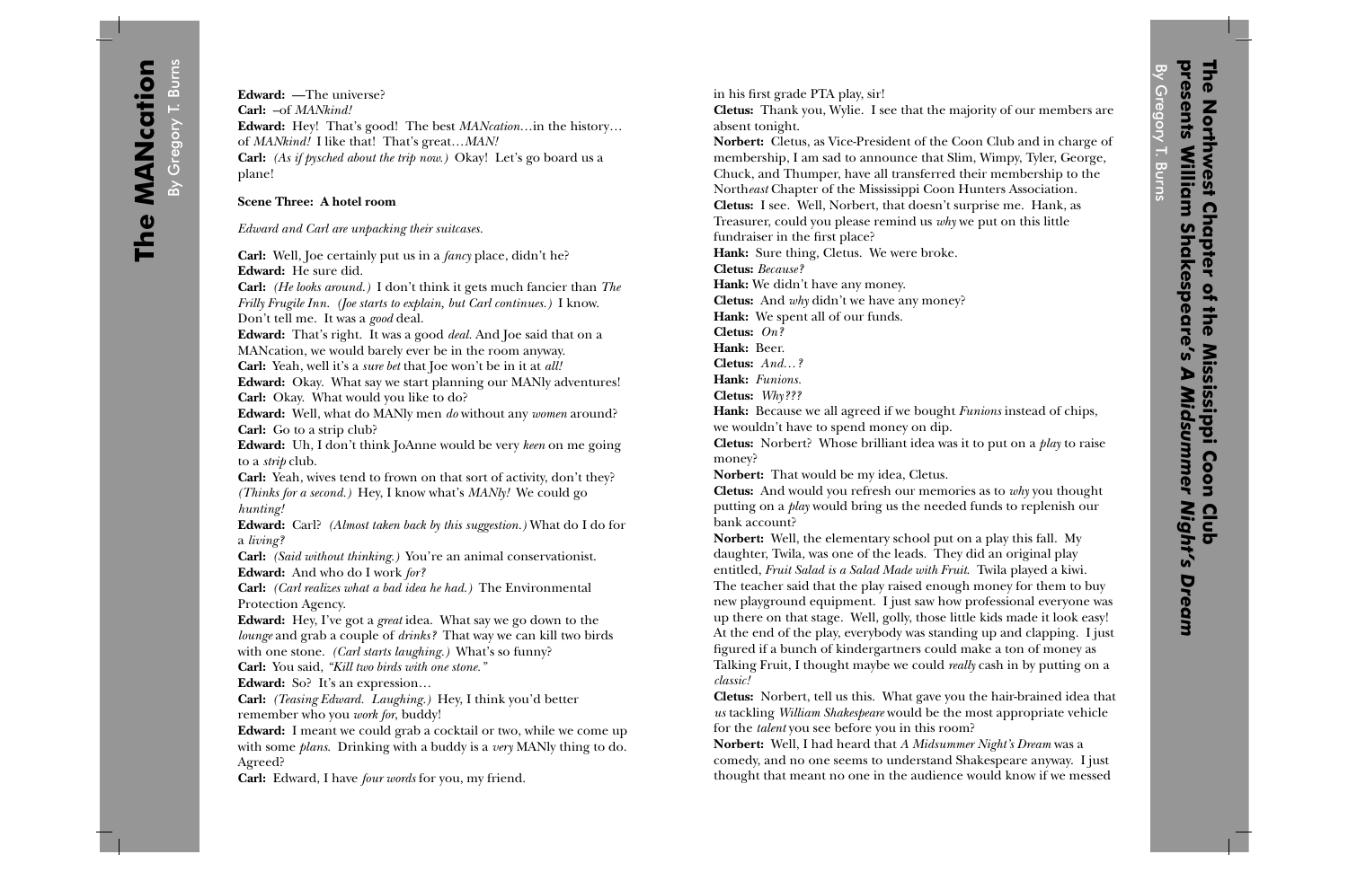**Edward:** —The universe?
**Carl:** –of *MANkind!*
**Edward:** Hey! That's good! The best *MANcation*…in the history… of *MANkind!* I like that! That's great…*MAN!*
**Carl:** *(As if pysched about the trip now.)* Okay! Let's go board us a plane!

**Scene Three: A hotel room**

*Edward and Carl are unpacking their suitcases.*

**Carl:** Well, Joe certainly put us in a *fancy* place, didn't he?
**Edward:** He sure did.
**Carl:** *(He looks around.)* I don't think it gets much fancier than *The Frilly Frugile Inn. (Joe starts to explain, but Carl continues.)* I know. Don't tell me. It was a *good* deal.
**Edward:** That's right. It was a good *deal*. And Joe said that on a MANcation, we would barely ever be in the room anyway.
**Carl:** Yeah, well it's a *sure bet* that Joe won't be in it at *all!*
**Edward:** Okay. What say we start planning our MANly adventures!
**Carl:** Okay. What would you like to do?
**Edward:** Well, what do MANly men *do* without any *women* around?
**Carl:** Go to a strip club?
**Edward:** Uh, I don't think JoAnne would be very *keen* on me going to a *strip* club.
**Carl:** Yeah, wives tend to frown on that sort of activity, don't they? *(Thinks for a second.)* Hey, I know what's *MANly!* We could go *hunting!*
**Edward:** Carl? *(Almost taken back by this suggestion.)* What do I do for a *living?*
**Carl:** *(Said without thinking.)* You're an animal conservationist.
**Edward:** And who do I work *for*?
**Carl:** *(Carl realizes what a bad idea he had.)* The Environmental Protection Agency.
**Edward:** Hey, I've got a *great* idea. What say we go down to the *lounge* and grab a couple of *drinks?* That way we can kill two birds with one stone. *(Carl starts laughing.)* What's so funny?
**Carl:** You said, *"Kill two birds with one stone."*
**Edward:** So? It's an expression…
**Carl:** *(Teasing Edward. Laughing.)* Hey, I think you'd better remember who you *work for*, buddy!
**Edward:** I meant we could grab a cocktail or two, while we come up with some *plans*. Drinking with a buddy is a *very* MANly thing to do. Agreed?
**Carl:** Edward, I have *four words* for you, my friend.

in his first grade PTA play, sir!
**Cletus:** Thank you, Wylie. I see that the majority of our members are absent tonight.
**Norbert:** Cletus, as Vice-President of the Coon Club and in charge of membership, I am sad to announce that Slim, Wimpy, Tyler, George, Chuck, and Thumper, have all transferred their membership to the North*east* Chapter of the Mississippi Coon Hunters Association.
**Cletus:** I see. Well, Norbert, that doesn't surprise me. Hank, as Treasurer, could you please remind us *why* we put on this little fundraiser in the first place?
**Hank:** Sure thing, Cletus. We were broke.
**Cletus:** *Because?*
**Hank:** We didn't have any money.
**Cletus:** And *why* didn't we have any money?
**Hank:** We spent all of our funds.
**Cletus:** *On?*
**Hank:** Beer.
**Cletus:** *And…?*
**Hank:** *Funions.*
**Cletus:** *Why???*
**Hank:** Because we all agreed if we bought *Funions* instead of chips, we wouldn't have to spend money on dip.
**Cletus:** Norbert? Whose brilliant idea was it to put on a *play* to raise money?
**Norbert:** That would be my idea, Cletus.
**Cletus:** And would you refresh our memories as to *why* you thought putting on a *play* would bring us the needed funds to replenish our bank account?
**Norbert:** Well, the elementary school put on a play this fall. My daughter, Twila, was one of the leads. They did an original play entitled, *Fruit Salad is a Salad Made with Fruit.* Twila played a kiwi. The teacher said that the play raised enough money for them to buy new playground equipment. I just saw how professional everyone was up there on that stage. Well, golly, those little kids made it look easy! At the end of the play, everybody was standing up and clapping. I just figured if a bunch of kindergartners could make a ton of money as Talking Fruit, I thought maybe we could *really* cash in by putting on a *classic!*
**Cletus:** Norbert, tell us this. What gave you the hair-brained idea that *us* tackling *William Shakespeare* would be the most appropriate vehicle for the *talent* you see before you in this room?
**Norbert:** Well, I had heard that *A Midsummer Night's Dream* was a comedy, and no one seems to understand Shakespeare anyway. I just thought that meant no one in the audience would know if we messed